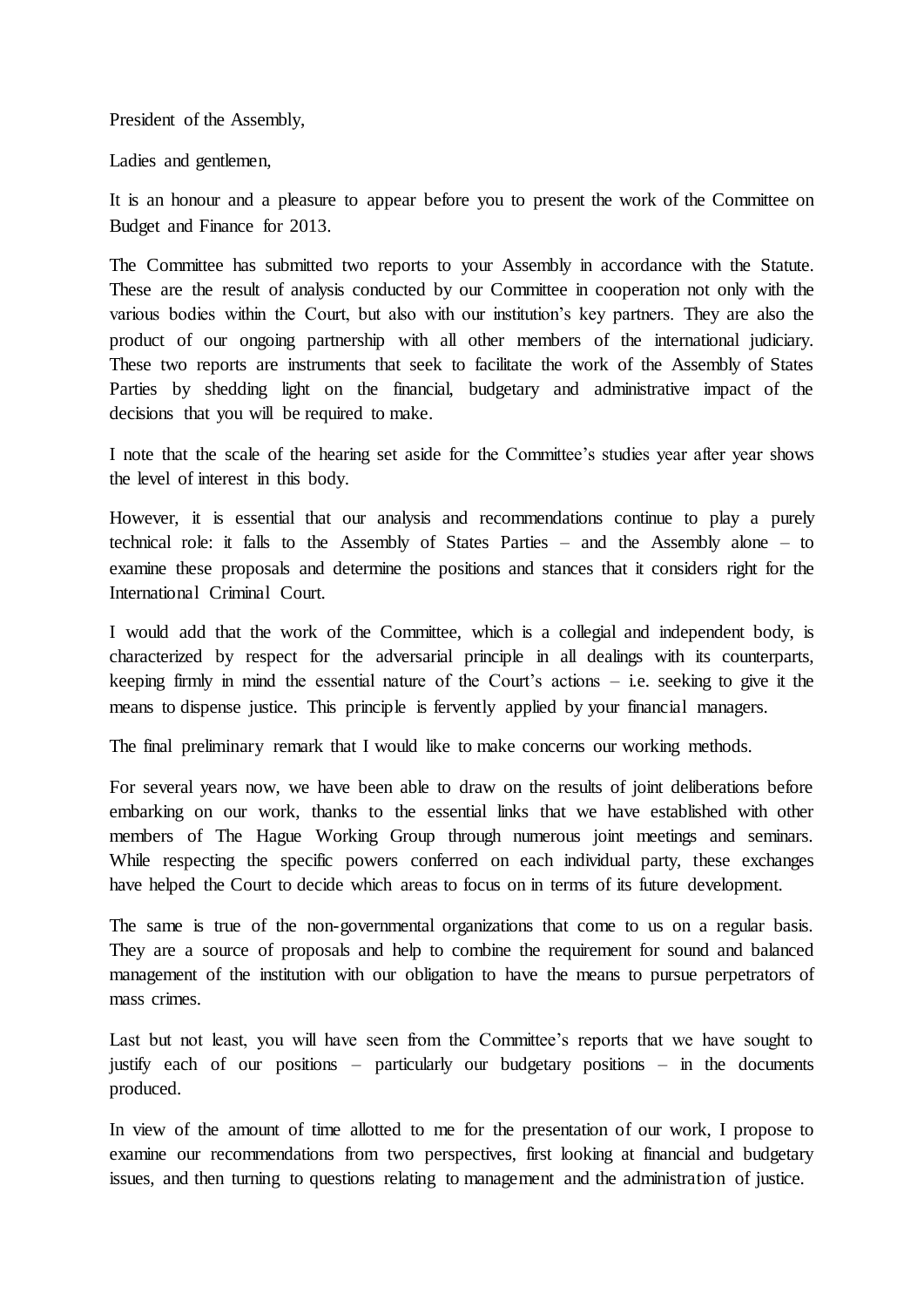President of the Assembly,

Ladies and gentlemen,

It is an honour and a pleasure to appear before you to present the work of the Committee on Budget and Finance for 2013.

The Committee has submitted two reports to your Assembly in accordance with the Statute. These are the result of analysis conducted by our Committee in cooperation not only with the various bodies within the Court, but also with our institution's key partners. They are also the product of our ongoing partnership with all other members of the international judiciary. These two reports are instruments that seek to facilitate the work of the Assembly of States Parties by shedding light on the financial, budgetary and administrative impact of the decisions that you will be required to make.

I note that the scale of the hearing set aside for the Committee's studies year after year shows the level of interest in this body.

However, it is essential that our analysis and recommendations continue to play a purely technical role: it falls to the Assembly of States Parties – and the Assembly alone – to examine these proposals and determine the positions and stances that it considers right for the International Criminal Court.

I would add that the work of the Committee, which is a collegial and independent body, is characterized by respect for the adversarial principle in all dealings with its counterparts, keeping firmly in mind the essential nature of the Court's actions – i.e. seeking to give it the means to dispense justice. This principle is fervently applied by your financial managers.

The final preliminary remark that I would like to make concerns our working methods.

For several years now, we have been able to draw on the results of joint deliberations before embarking on our work, thanks to the essential links that we have established with other members of The Hague Working Group through numerous joint meetings and seminars. While respecting the specific powers conferred on each individual party, these exchanges have helped the Court to decide which areas to focus on in terms of its future development.

The same is true of the non-governmental organizations that come to us on a regular basis. They are a source of proposals and help to combine the requirement for sound and balanced management of the institution with our obligation to have the means to pursue perpetrators of mass crimes.

Last but not least, you will have seen from the Committee's reports that we have sought to justify each of our positions – particularly our budgetary positions – in the documents produced.

In view of the amount of time allotted to me for the presentation of our work, I propose to examine our recommendations from two perspectives, first looking at financial and budgetary issues, and then turning to questions relating to management and the administration of justice.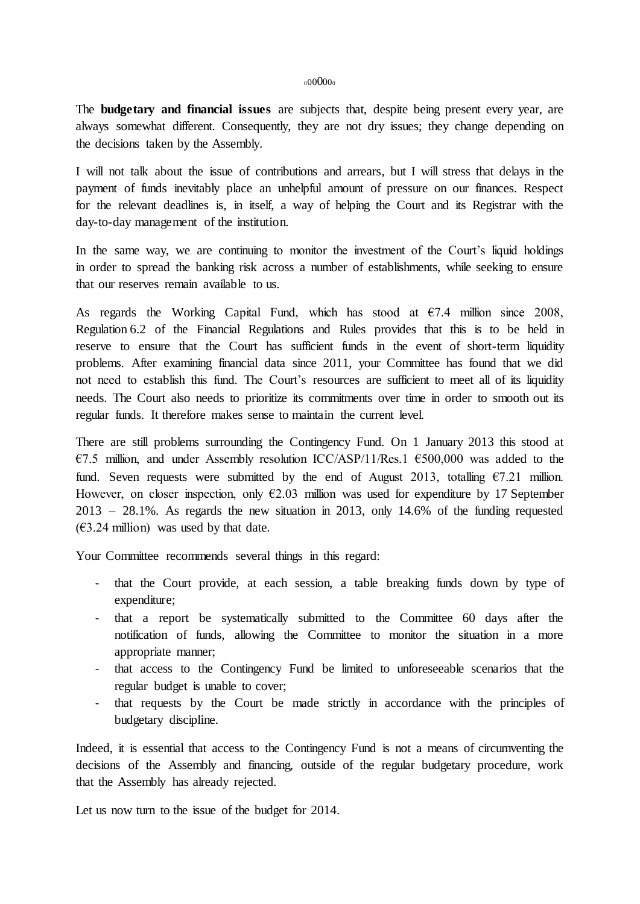₀oo0oo₀

The **budgetary and financial issues** are subjects that, despite being present every year, are always somewhat different. Consequently, they are not dry issues; they change depending on the decisions taken by the Assembly.

I will not talk about the issue of contributions and arrears, but I will stress that delays in the payment of funds inevitably place an unhelpful amount of pressure on our finances. Respect for the relevant deadlines is, in itself, a way of helping the Court and its Registrar with the day-to-day management of the institution.

In the same way, we are continuing to monitor the investment of the Court's liquid holdings in order to spread the banking risk across a number of establishments, while seeking to ensure that our reserves remain available to us.

As regards the Working Capital Fund, which has stood at €7.4 million since 2008, Regulation 6.2 of the Financial Regulations and Rules provides that this is to be held in reserve to ensure that the Court has sufficient funds in the event of short-term liquidity problems. After examining financial data since 2011, your Committee has found that we did not need to establish this fund. The Court's resources are sufficient to meet all of its liquidity needs. The Court also needs to prioritize its commitments over time in order to smooth out its regular funds. It therefore makes sense to maintain the current level.

There are still problems surrounding the Contingency Fund. On 1 January 2013 this stood at €7.5 million, and under Assembly resolution ICC/ASP/11/Res.1 €500,000 was added to the fund. Seven requests were submitted by the end of August 2013, totalling €7.21 million. However, on closer inspection, only €2.03 million was used for expenditure by 17 September 2013 – 28.1%. As regards the new situation in 2013, only 14.6% of the funding requested (€3.24 million) was used by that date.

Your Committee recommends several things in this regard:

- that the Court provide, at each session, a table breaking funds down by type of expenditure;
- that a report be systematically submitted to the Committee 60 days after the notification of funds, allowing the Committee to monitor the situation in a more appropriate manner;
- that access to the Contingency Fund be limited to unforeseeable scenarios that the regular budget is unable to cover;
- that requests by the Court be made strictly in accordance with the principles of budgetary discipline.

Indeed, it is essential that access to the Contingency Fund is not a means of circumventing the decisions of the Assembly and financing, outside of the regular budgetary procedure, work that the Assembly has already rejected.

Let us now turn to the issue of the budget for 2014.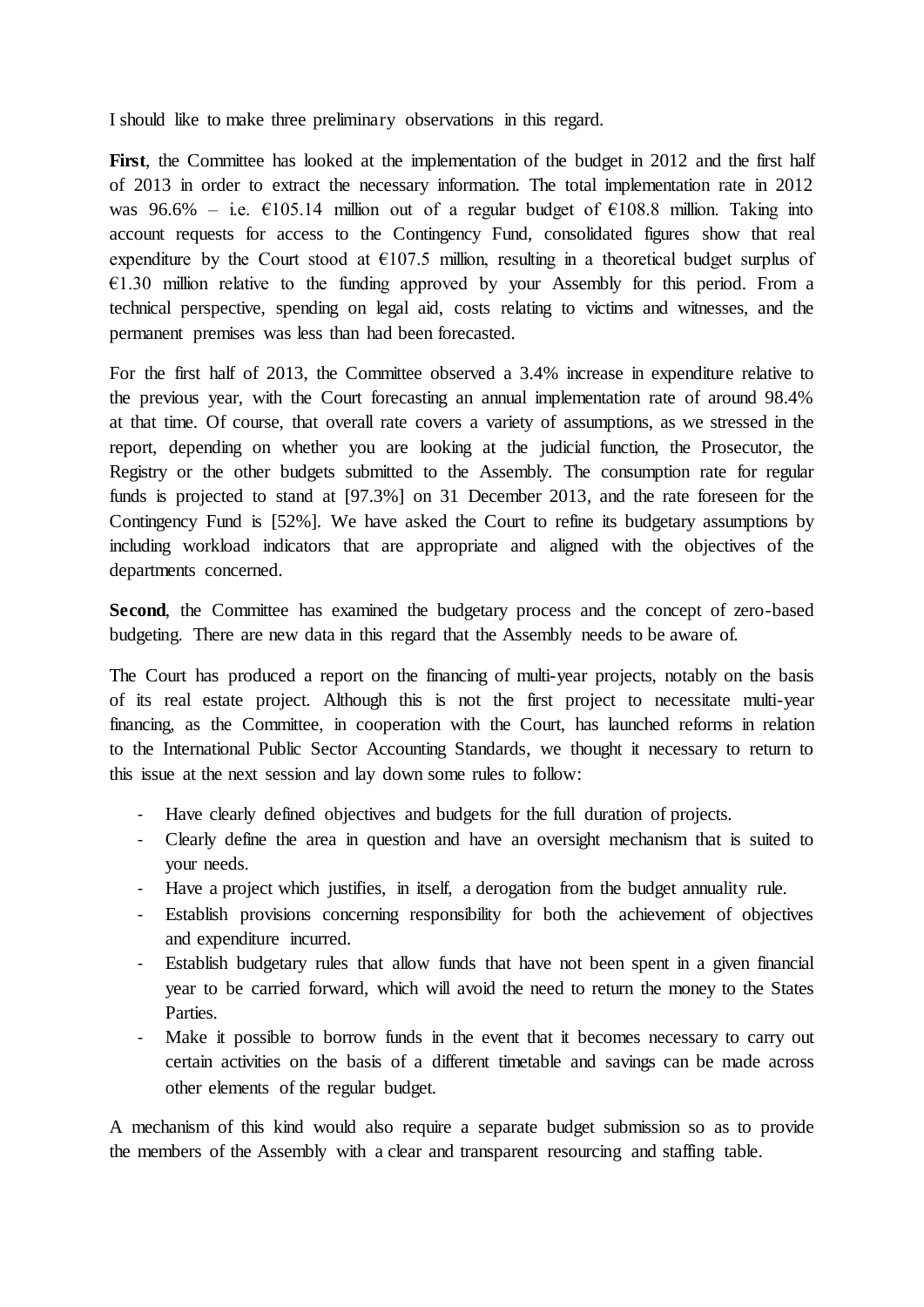I should like to make three preliminary observations in this regard.

**First**, the Committee has looked at the implementation of the budget in 2012 and the first half of 2013 in order to extract the necessary information. The total implementation rate in 2012 was 96.6% – i.e. €105.14 million out of a regular budget of €108.8 million. Taking into account requests for access to the Contingency Fund, consolidated figures show that real expenditure by the Court stood at €107.5 million, resulting in a theoretical budget surplus of €1.30 million relative to the funding approved by your Assembly for this period. From a technical perspective, spending on legal aid, costs relating to victims and witnesses, and the permanent premises was less than had been forecasted.

For the first half of 2013, the Committee observed a 3.4% increase in expenditure relative to the previous year, with the Court forecasting an annual implementation rate of around 98.4% at that time. Of course, that overall rate covers a variety of assumptions, as we stressed in the report, depending on whether you are looking at the judicial function, the Prosecutor, the Registry or the other budgets submitted to the Assembly. The consumption rate for regular funds is projected to stand at [97.3%] on 31 December 2013, and the rate foreseen for the Contingency Fund is [52%]. We have asked the Court to refine its budgetary assumptions by including workload indicators that are appropriate and aligned with the objectives of the departments concerned.

**Second**, the Committee has examined the budgetary process and the concept of zero-based budgeting. There are new data in this regard that the Assembly needs to be aware of.

The Court has produced a report on the financing of multi-year projects, notably on the basis of its real estate project. Although this is not the first project to necessitate multi-year financing, as the Committee, in cooperation with the Court, has launched reforms in relation to the International Public Sector Accounting Standards, we thought it necessary to return to this issue at the next session and lay down some rules to follow:

- Have clearly defined objectives and budgets for the full duration of projects.
- Clearly define the area in question and have an oversight mechanism that is suited to your needs.
- Have a project which justifies, in itself, a derogation from the budget annuality rule.
- Establish provisions concerning responsibility for both the achievement of objectives and expenditure incurred.
- Establish budgetary rules that allow funds that have not been spent in a given financial year to be carried forward, which will avoid the need to return the money to the States Parties.
- Make it possible to borrow funds in the event that it becomes necessary to carry out certain activities on the basis of a different timetable and savings can be made across other elements of the regular budget.

A mechanism of this kind would also require a separate budget submission so as to provide the members of the Assembly with a clear and transparent resourcing and staffing table.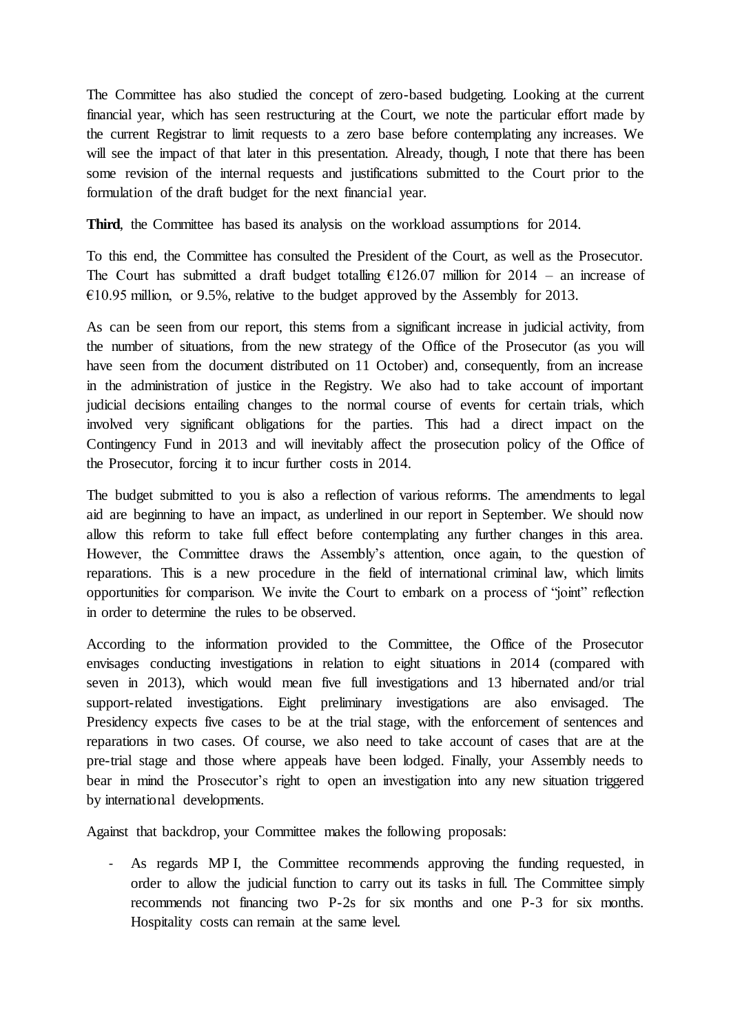The Committee has also studied the concept of zero-based budgeting. Looking at the current financial year, which has seen restructuring at the Court, we note the particular effort made by the current Registrar to limit requests to a zero base before contemplating any increases. We will see the impact of that later in this presentation. Already, though, I note that there has been some revision of the internal requests and justifications submitted to the Court prior to the formulation of the draft budget for the next financial year.

**Third**, the Committee has based its analysis on the workload assumptions for 2014.

To this end, the Committee has consulted the President of the Court, as well as the Prosecutor. The Court has submitted a draft budget totalling €126.07 million for 2014 – an increase of €10.95 million, or 9.5%, relative to the budget approved by the Assembly for 2013.

As can be seen from our report, this stems from a significant increase in judicial activity, from the number of situations, from the new strategy of the Office of the Prosecutor (as you will have seen from the document distributed on 11 October) and, consequently, from an increase in the administration of justice in the Registry. We also had to take account of important judicial decisions entailing changes to the normal course of events for certain trials, which involved very significant obligations for the parties. This had a direct impact on the Contingency Fund in 2013 and will inevitably affect the prosecution policy of the Office of the Prosecutor, forcing it to incur further costs in 2014.

The budget submitted to you is also a reflection of various reforms. The amendments to legal aid are beginning to have an impact, as underlined in our report in September. We should now allow this reform to take full effect before contemplating any further changes in this area. However, the Committee draws the Assembly's attention, once again, to the question of reparations. This is a new procedure in the field of international criminal law, which limits opportunities for comparison. We invite the Court to embark on a process of "joint" reflection in order to determine the rules to be observed.

According to the information provided to the Committee, the Office of the Prosecutor envisages conducting investigations in relation to eight situations in 2014 (compared with seven in 2013), which would mean five full investigations and 13 hibernated and/or trial support-related investigations. Eight preliminary investigations are also envisaged. The Presidency expects five cases to be at the trial stage, with the enforcement of sentences and reparations in two cases. Of course, we also need to take account of cases that are at the pre-trial stage and those where appeals have been lodged. Finally, your Assembly needs to bear in mind the Prosecutor's right to open an investigation into any new situation triggered by international developments.

Against that backdrop, your Committee makes the following proposals:

- As regards MP I, the Committee recommends approving the funding requested, in order to allow the judicial function to carry out its tasks in full. The Committee simply recommends not financing two P-2s for six months and one P-3 for six months. Hospitality costs can remain at the same level.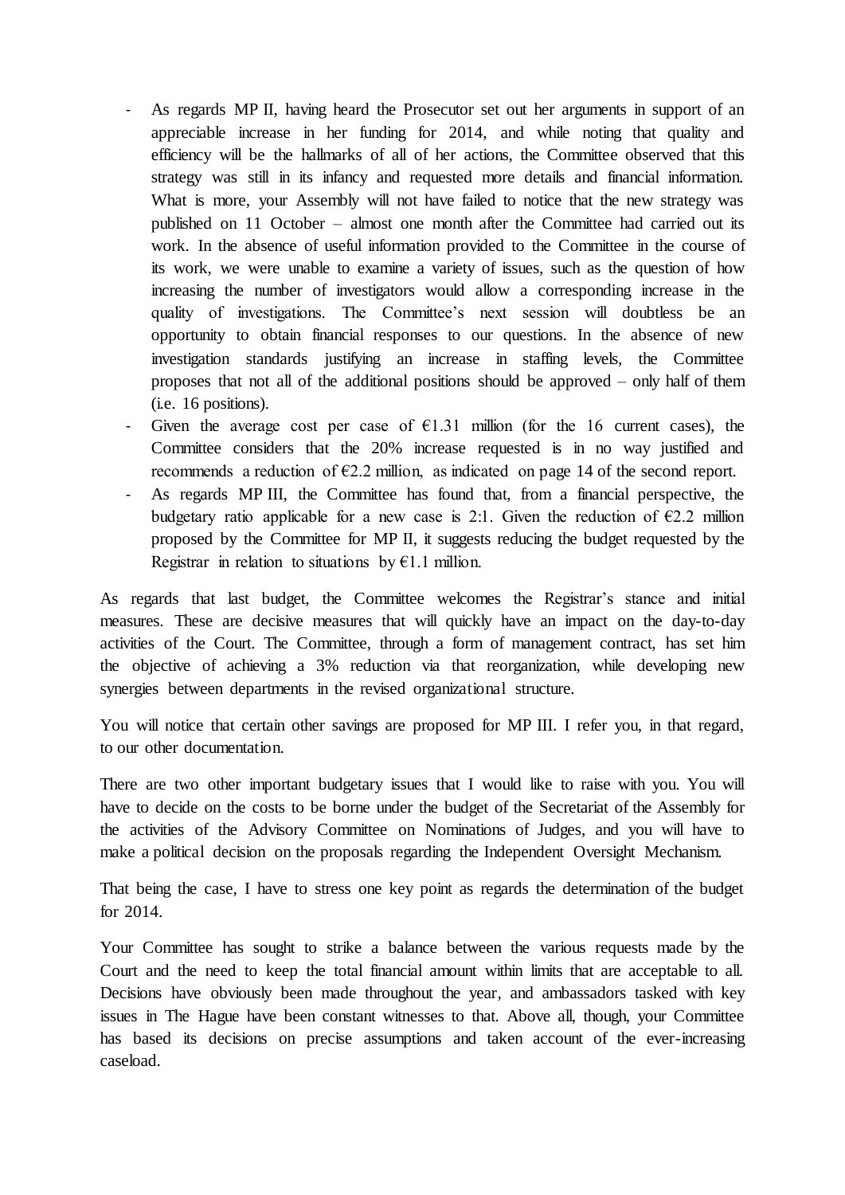- As regards MP II, having heard the Prosecutor set out her arguments in support of an appreciable increase in her funding for 2014, and while noting that quality and efficiency will be the hallmarks of all of her actions, the Committee observed that this strategy was still in its infancy and requested more details and financial information. What is more, your Assembly will not have failed to notice that the new strategy was published on 11 October – almost one month after the Committee had carried out its work. In the absence of useful information provided to the Committee in the course of its work, we were unable to examine a variety of issues, such as the question of how increasing the number of investigators would allow a corresponding increase in the quality of investigations. The Committee's next session will doubtless be an opportunity to obtain financial responses to our questions. In the absence of new investigation standards justifying an increase in staffing levels, the Committee proposes that not all of the additional positions should be approved – only half of them (i.e. 16 positions).
- Given the average cost per case of €1.31 million (for the 16 current cases), the Committee considers that the 20% increase requested is in no way justified and recommends a reduction of €2.2 million, as indicated on page 14 of the second report.
- As regards MP III, the Committee has found that, from a financial perspective, the budgetary ratio applicable for a new case is 2:1. Given the reduction of €2.2 million proposed by the Committee for MP II, it suggests reducing the budget requested by the Registrar in relation to situations by €1.1 million.

As regards that last budget, the Committee welcomes the Registrar's stance and initial measures. These are decisive measures that will quickly have an impact on the day-to-day activities of the Court. The Committee, through a form of management contract, has set him the objective of achieving a 3% reduction via that reorganization, while developing new synergies between departments in the revised organizational structure.

You will notice that certain other savings are proposed for MP III. I refer you, in that regard, to our other documentation.

There are two other important budgetary issues that I would like to raise with you. You will have to decide on the costs to be borne under the budget of the Secretariat of the Assembly for the activities of the Advisory Committee on Nominations of Judges, and you will have to make a political decision on the proposals regarding the Independent Oversight Mechanism.

That being the case, I have to stress one key point as regards the determination of the budget for 2014.

Your Committee has sought to strike a balance between the various requests made by the Court and the need to keep the total financial amount within limits that are acceptable to all. Decisions have obviously been made throughout the year, and ambassadors tasked with key issues in The Hague have been constant witnesses to that. Above all, though, your Committee has based its decisions on precise assumptions and taken account of the ever-increasing caseload.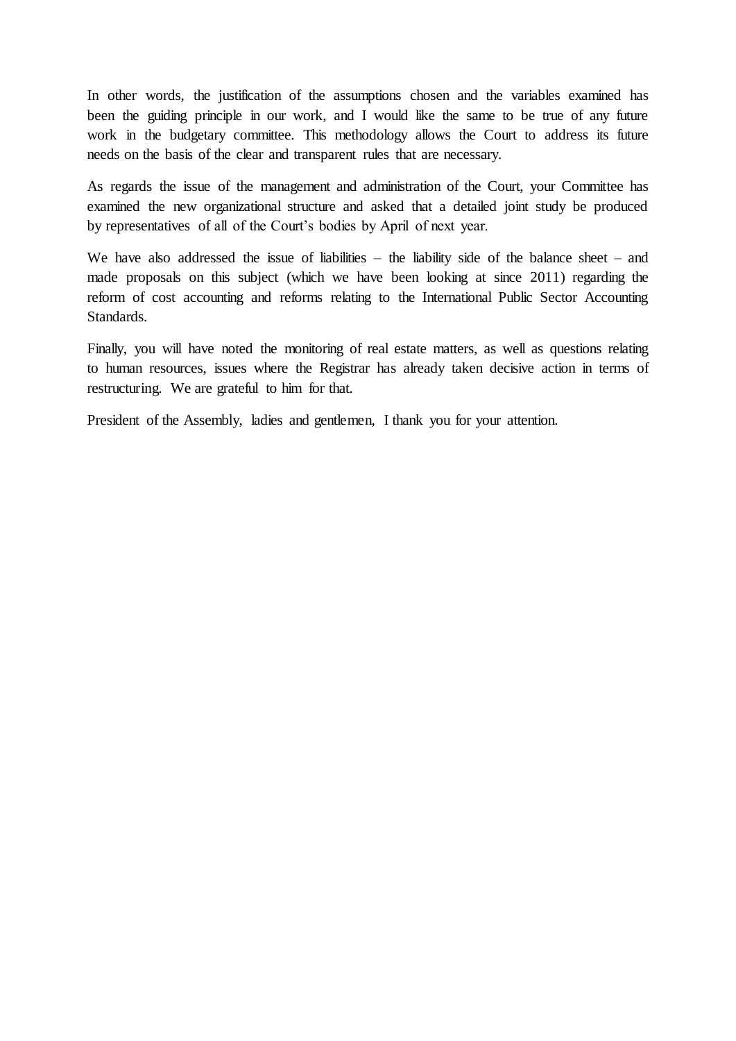In other words, the justification of the assumptions chosen and the variables examined has been the guiding principle in our work, and I would like the same to be true of any future work in the budgetary committee. This methodology allows the Court to address its future needs on the basis of the clear and transparent rules that are necessary.

As regards the issue of the management and administration of the Court, your Committee has examined the new organizational structure and asked that a detailed joint study be produced by representatives of all of the Court's bodies by April of next year.

We have also addressed the issue of liabilities – the liability side of the balance sheet – and made proposals on this subject (which we have been looking at since 2011) regarding the reform of cost accounting and reforms relating to the International Public Sector Accounting Standards.

Finally, you will have noted the monitoring of real estate matters, as well as questions relating to human resources, issues where the Registrar has already taken decisive action in terms of restructuring. We are grateful to him for that.

President of the Assembly, ladies and gentlemen, I thank you for your attention.